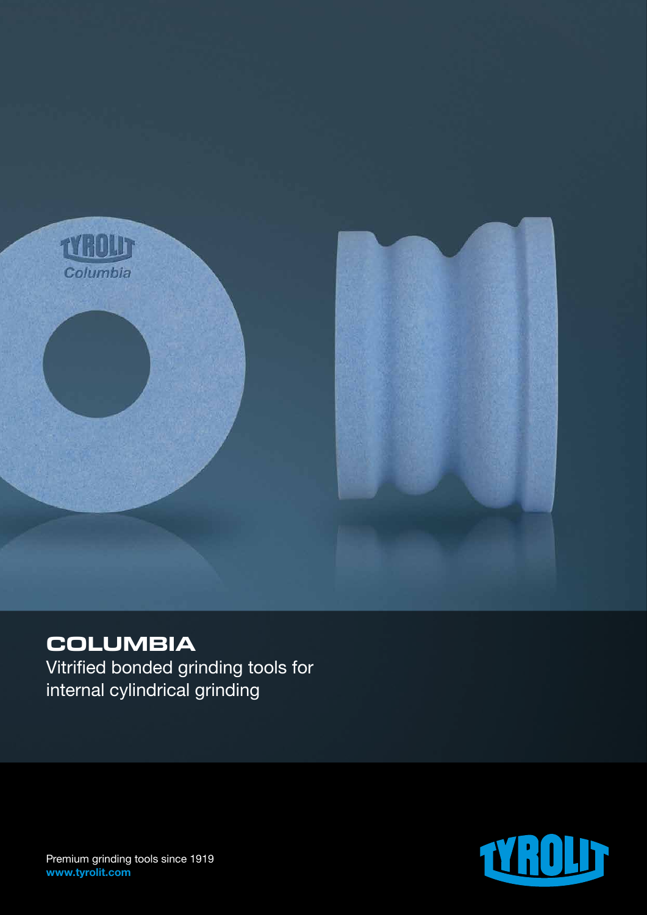# COLUMBIA

Vitrified bonded grinding tools for internal cylindrical grinding

Premium grinding tools since 1919
**www.tyrolit.com**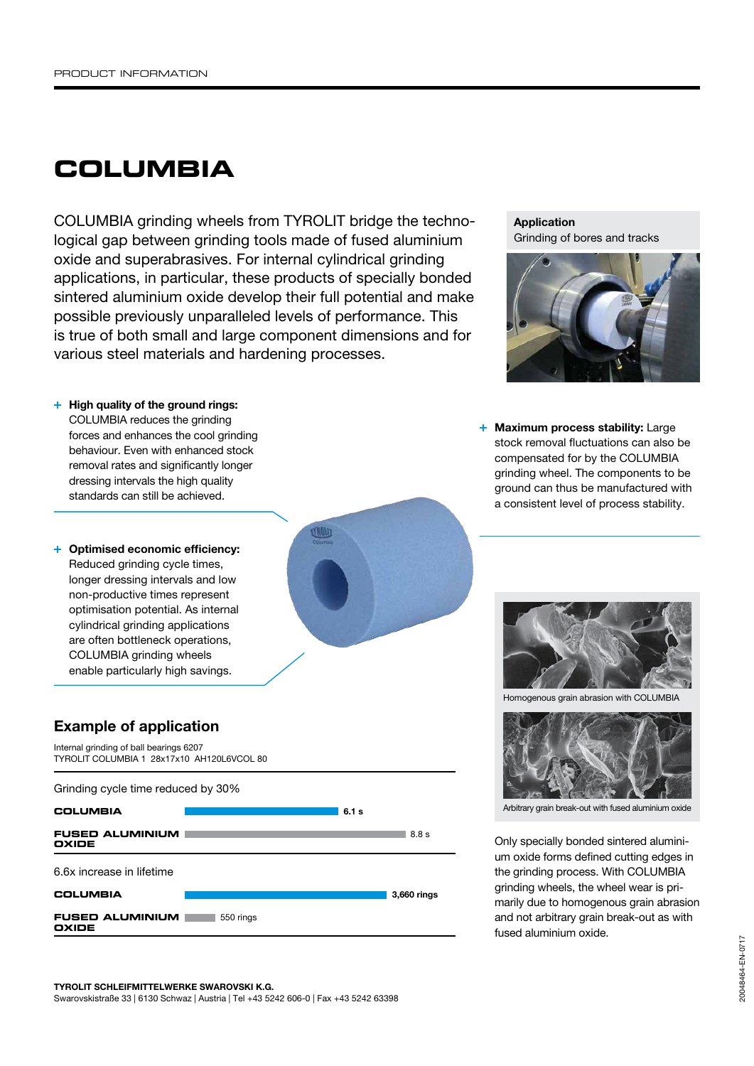PRODUCT INFORMATION

# COLUMBIA

COLUMBIA grinding wheels from TYROLIT bridge the technological gap between grinding tools made of fused aluminium oxide and superabrasives. For internal cylindrical grinding applications, in particular, these products of specially bonded sintered aluminium oxide develop their full potential and make possible previously unparalleled levels of performance. This is true of both small and large component dimensions and for various steel materials and hardening processes.

**Application**
Grinding of bores and tracks

+ **High quality of the ground rings:** COLUMBIA reduces the grinding forces and enhances the cool grinding behaviour. Even with enhanced stock removal rates and significantly longer dressing intervals the high quality standards can still be achieved.

+ **Maximum process stability:** Large stock removal fluctuations can also be compensated for by the COLUMBIA grinding wheel. The components to be ground can thus be manufactured with a consistent level of process stability.

+ **Optimised economic efficiency:** Reduced grinding cycle times, longer dressing intervals and low non-productive times represent optimisation potential. As internal cylindrical grinding applications are often bottleneck operations, COLUMBIA grinding wheels enable particularly high savings.

## Example of application

Internal grinding of ball bearings 6207
TYROLIT COLUMBIA 1 28x17x10 AH120L6VCOL 80

Grinding cycle time reduced by 30%

COLUMBIA 6.1 s

FUSED ALUMINIUM OXIDE 8.8 s

6.6x increase in lifetime

COLUMBIA 3,660 rings

FUSED ALUMINIUM OXIDE 550 rings

Homogenous grain abrasion with COLUMBIA

Arbitrary grain break-out with fused aluminium oxide

Only specially bonded sintered aluminium oxide forms defined cutting edges in the grinding process. With COLUMBIA grinding wheels, the wheel wear is primarily due to homogenous grain abrasion and not arbitrary grain break-out as with fused aluminium oxide.

**TYROLIT SCHLEIFMITTELWERKE SWAROVSKI K.G.**
Swarovskistraße 33 | 6130 Schwaz | Austria | Tel +43 5242 606-0 | Fax +43 5242 63398

20048464-EN-0717